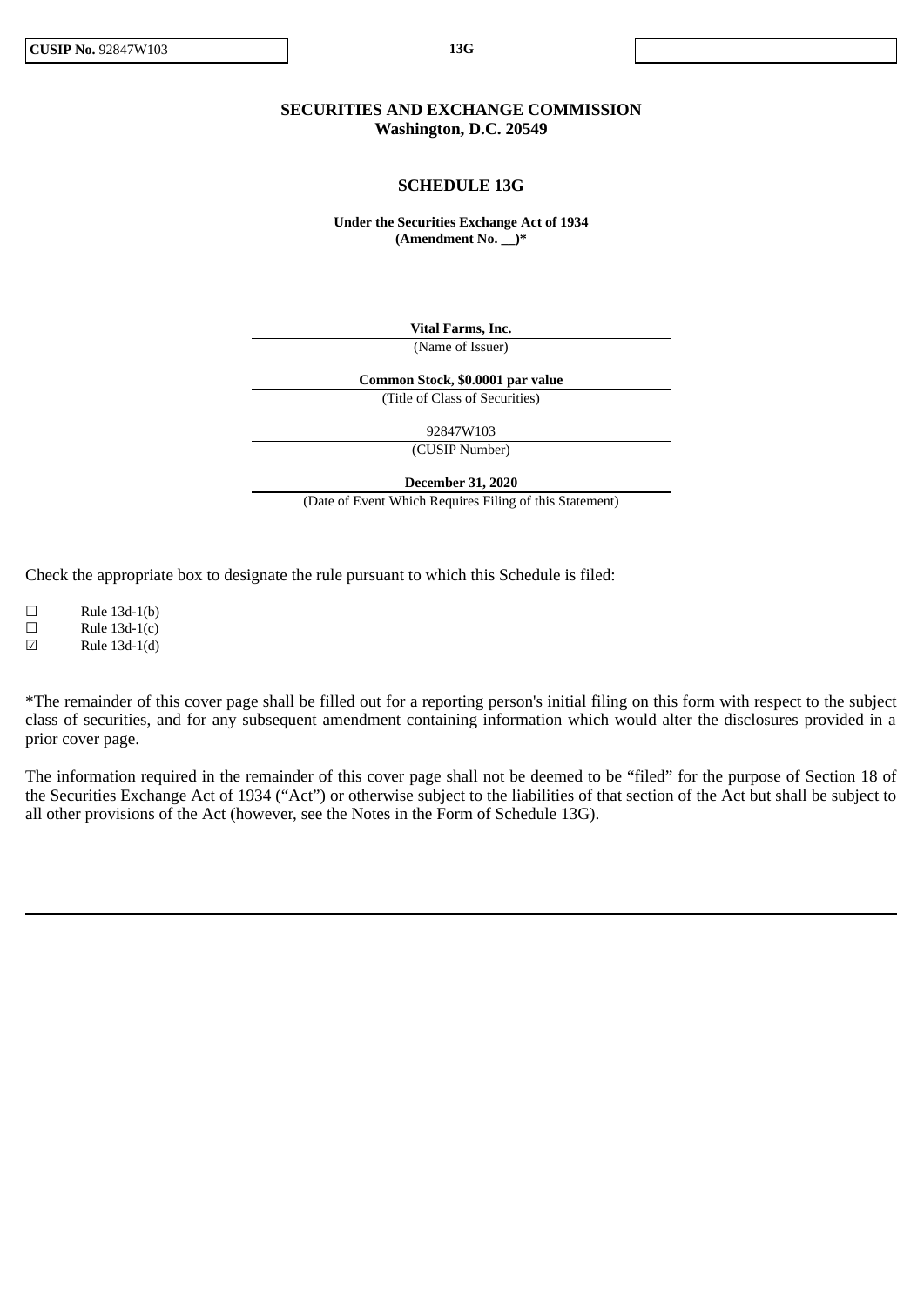# SECURITIES AND EXCHANGE COMMISSION
**Washington, D.C. 20549**

## SCHEDULE 13G

**Under the Securities Exchange Act of 1934**
**(Amendment No. __)***

**Vital Farms, Inc.**
(Name of Issuer)

**Common Stock, $0.0001 par value**
(Title of Class of Securities)

92847W103
(CUSIP Number)

**December 31, 2020**
(Date of Event Which Requires Filing of this Statement)

Check the appropriate box to designate the rule pursuant to which this Schedule is filed:

☐ Rule 13d-1(b)
☐ Rule 13d-1(c)
☑ Rule 13d-1(d)

*The remainder of this cover page shall be filled out for a reporting person's initial filing on this form with respect to the subject class of securities, and for any subsequent amendment containing information which would alter the disclosures provided in a prior cover page.

The information required in the remainder of this cover page shall not be deemed to be "filed" for the purpose of Section 18 of the Securities Exchange Act of 1934 ("Act") or otherwise subject to the liabilities of that section of the Act but shall be subject to all other provisions of the Act (however, see the Notes in the Form of Schedule 13G).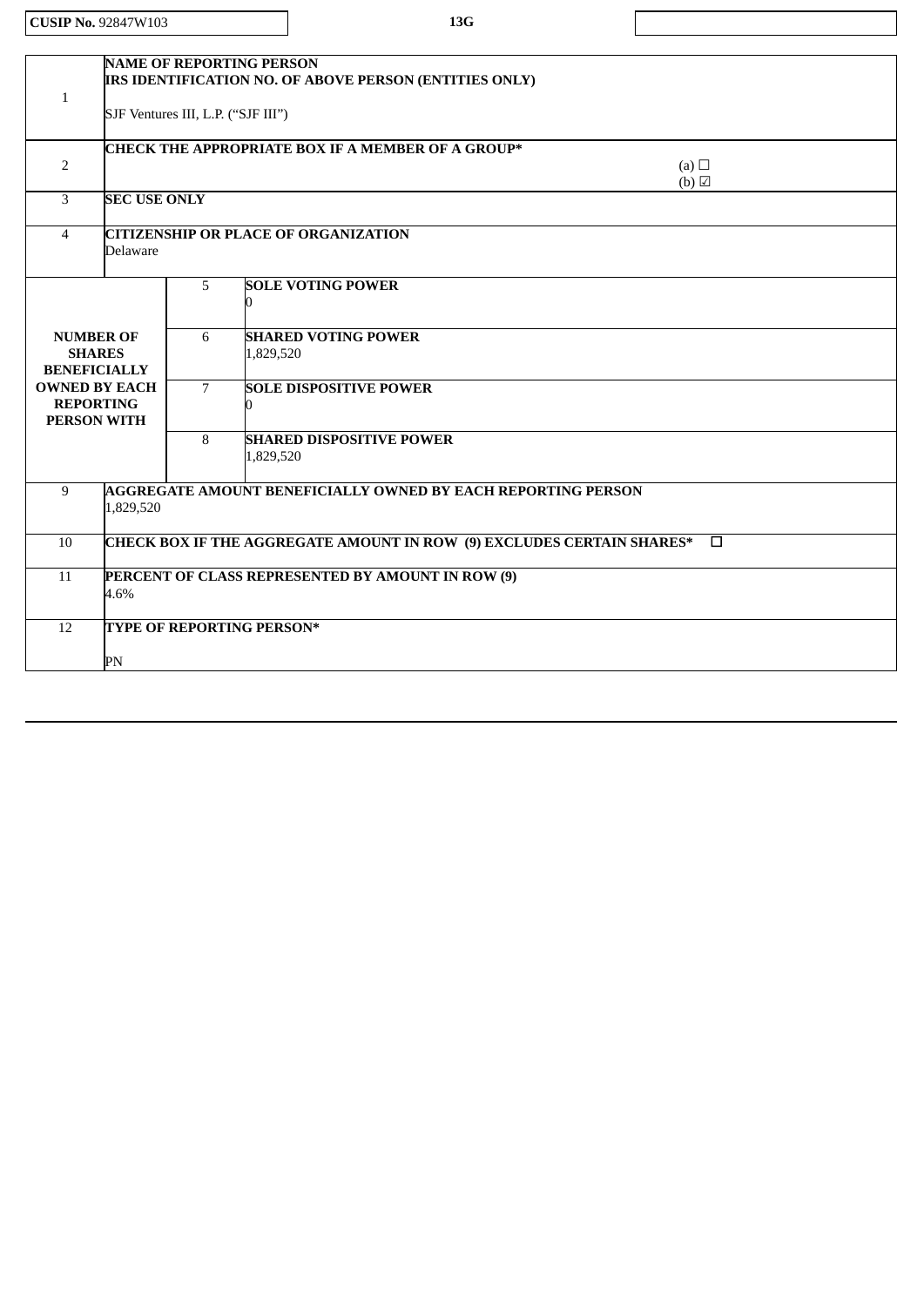| **CUSIP No.** 92847W103 | **13G** | |
|---|---|---|

| | | | |
|---|---|---|---|
| 1 | **NAME OF REPORTING PERSON**<br>**IRS IDENTIFICATION NO. OF ABOVE PERSON (ENTITIES ONLY)**<br><br>SJF Ventures III, L.P. (“SJF III”) | | |
| 2 | **CHECK THE APPROPRIATE BOX IF A MEMBER OF A GROUP***<br>(a) ☐<br>(b) ☑ | | |
| 3 | **SEC USE ONLY** | | |
| 4 | **CITIZENSHIP OR PLACE OF ORGANIZATION**<br>Delaware | | |
| **NUMBER OF SHARES BENEFICIALLY OWNED BY EACH REPORTING PERSON WITH** | 5 | **SOLE VOTING POWER**<br>0 | |
| | 6 | **SHARED VOTING POWER**<br>1,829,520 | |
| | 7 | **SOLE DISPOSITIVE POWER**<br>0 | |
| | 8 | **SHARED DISPOSITIVE POWER**<br>1,829,520 | |
| 9 | **AGGREGATE AMOUNT BENEFICIALLY OWNED BY EACH REPORTING PERSON**<br>1,829,520 | | |
| 10 | **CHECK BOX IF THE AGGREGATE AMOUNT IN ROW (9) EXCLUDES CERTAIN SHARES*** ☐ | | |
| 11 | **PERCENT OF CLASS REPRESENTED BY AMOUNT IN ROW (9)**<br>4.6% | | |
| 12 | **TYPE OF REPORTING PERSON***<br><br>PN | | |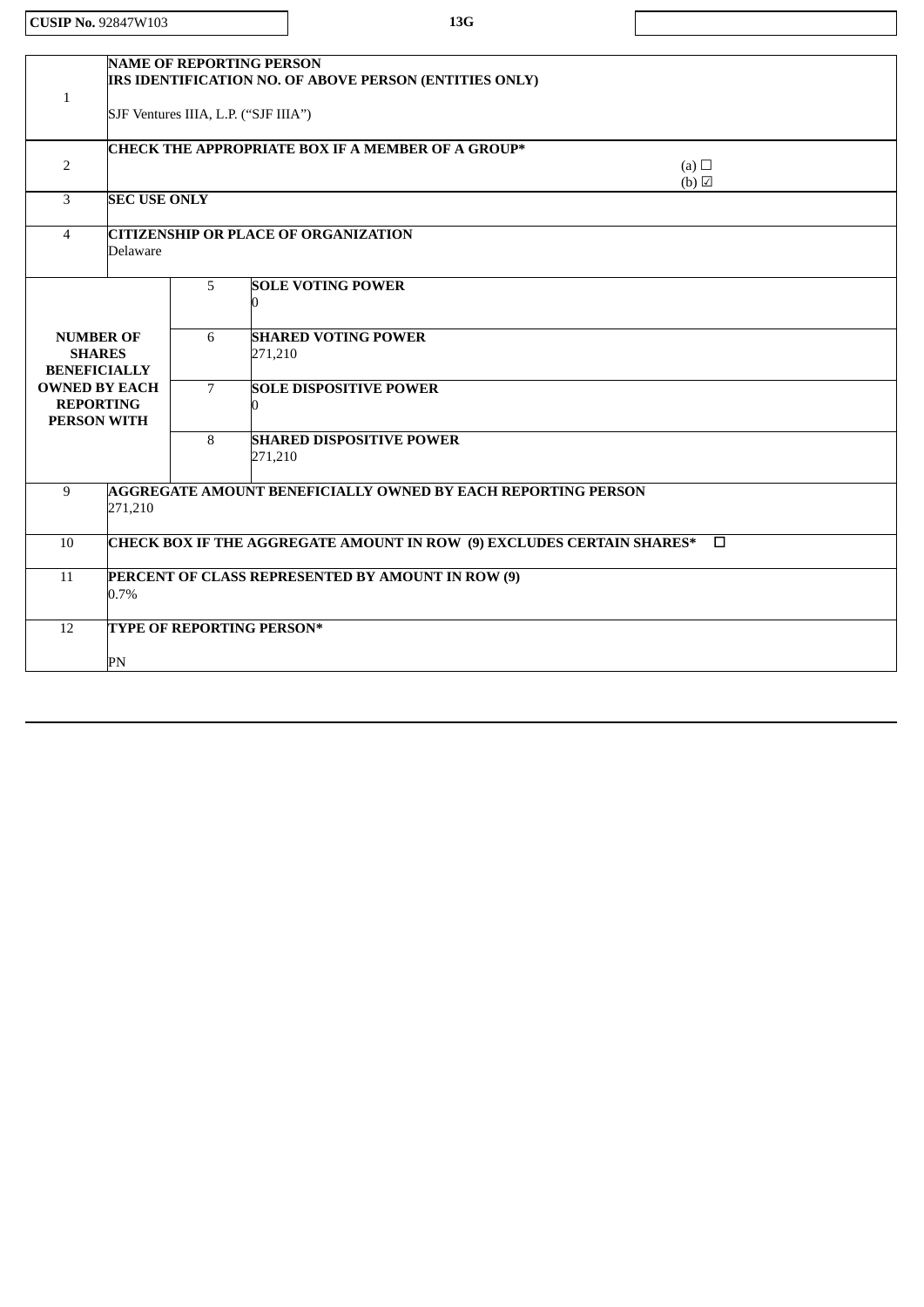| CUSIP No. 92847W103 | 13G | |
|---|---|---|

| | | | |
|---|---|---|---|
| 1 | **NAME OF REPORTING PERSON**<br>**IRS IDENTIFICATION NO. OF ABOVE PERSON (ENTITIES ONLY)**<br><br>SJF Ventures IIIA, L.P. (“SJF IIIA”) | | |
| 2 | **CHECK THE APPROPRIATE BOX IF A MEMBER OF A GROUP***<br>(a) ☐<br>(b) ☑ | | |
| 3 | **SEC USE ONLY** | | |
| 4 | **CITIZENSHIP OR PLACE OF ORGANIZATION**<br>Delaware | | |
| **NUMBER OF SHARES BENEFICIALLY OWNED BY EACH REPORTING PERSON WITH** | 5 | **SOLE VOTING POWER**<br>0 | |
| | 6 | **SHARED VOTING POWER**<br>271,210 | |
| | 7 | **SOLE DISPOSITIVE POWER**<br>0 | |
| | 8 | **SHARED DISPOSITIVE POWER**<br>271,210 | |
| 9 | **AGGREGATE AMOUNT BENEFICIALLY OWNED BY EACH REPORTING PERSON**<br>271,210 | | |
| 10 | **CHECK BOX IF THE AGGREGATE AMOUNT IN ROW (9) EXCLUDES CERTAIN SHARES*** ☐ | | |
| 11 | **PERCENT OF CLASS REPRESENTED BY AMOUNT IN ROW (9)**<br>0.7% | | |
| 12 | **TYPE OF REPORTING PERSON***<br><br>PN | | |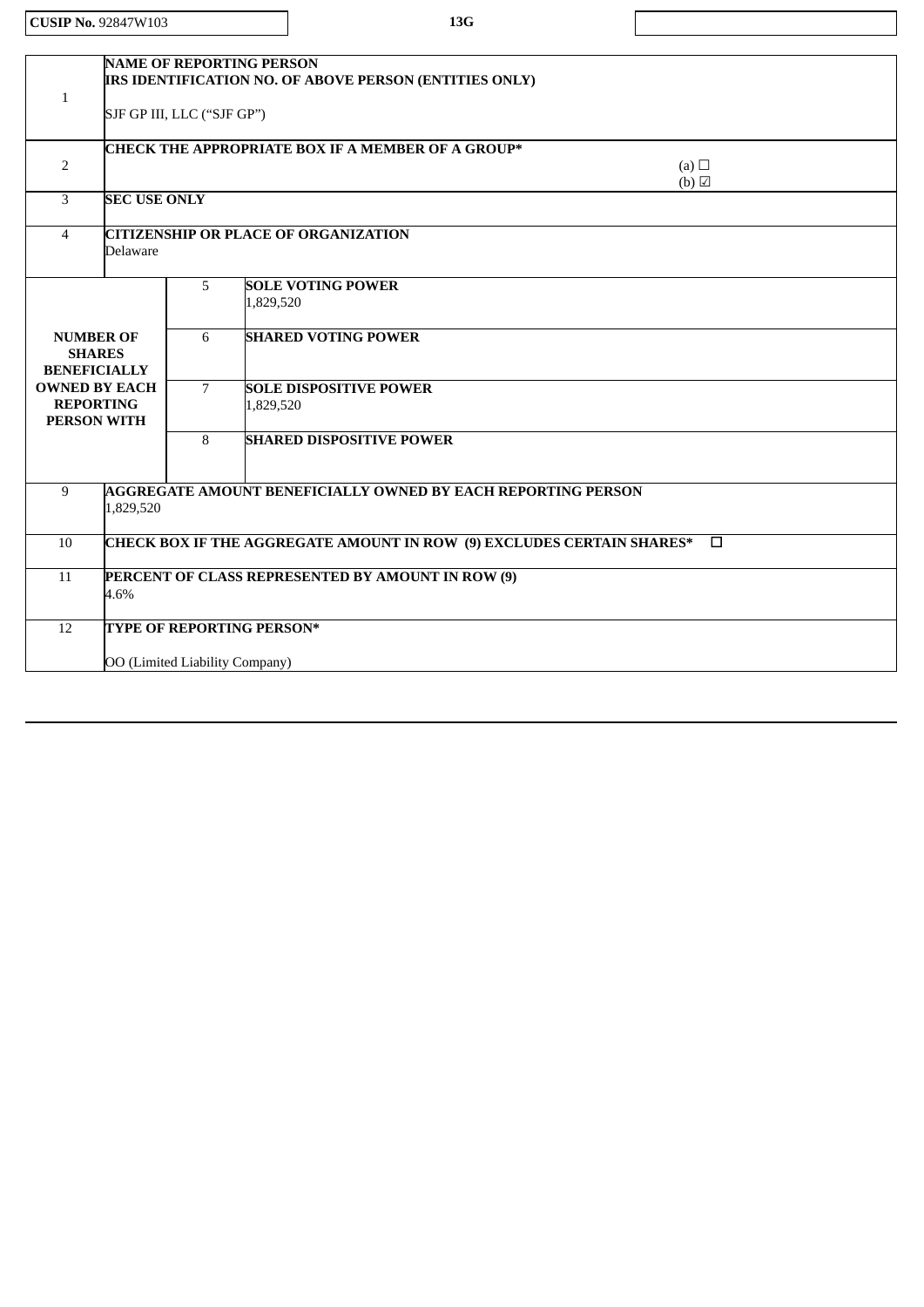**CUSIP No.** 92847W103 | **13G**

| | | | |
|---|---|---|---|
| 1 | **NAME OF REPORTING PERSON**<br>**IRS IDENTIFICATION NO. OF ABOVE PERSON (ENTITIES ONLY)**<br><br>SJF GP III, LLC ("SJF GP") | | |
| 2 | **CHECK THE APPROPRIATE BOX IF A MEMBER OF A GROUP***<br>(a) ☐<br>(b) ☑ | | |
| 3 | **SEC USE ONLY** | | |
| 4 | **CITIZENSHIP OR PLACE OF ORGANIZATION**<br>Delaware | | |
| **NUMBER OF SHARES BENEFICIALLY OWNED BY EACH REPORTING PERSON WITH** | | 5 | **SOLE VOTING POWER**<br>1,829,520 |
| | | 6 | **SHARED VOTING POWER** |
| | | 7 | **SOLE DISPOSITIVE POWER**<br>1,829,520 |
| | | 8 | **SHARED DISPOSITIVE POWER** |
| 9 | **AGGREGATE AMOUNT BENEFICIALLY OWNED BY EACH REPORTING PERSON**<br>1,829,520 | | |
| 10 | **CHECK BOX IF THE AGGREGATE AMOUNT IN ROW (9) EXCLUDES CERTAIN SHARES*** ☐ | | |
| 11 | **PERCENT OF CLASS REPRESENTED BY AMOUNT IN ROW (9)**<br>4.6% | | |
| 12 | **TYPE OF REPORTING PERSON***<br><br>OO (Limited Liability Company) | | |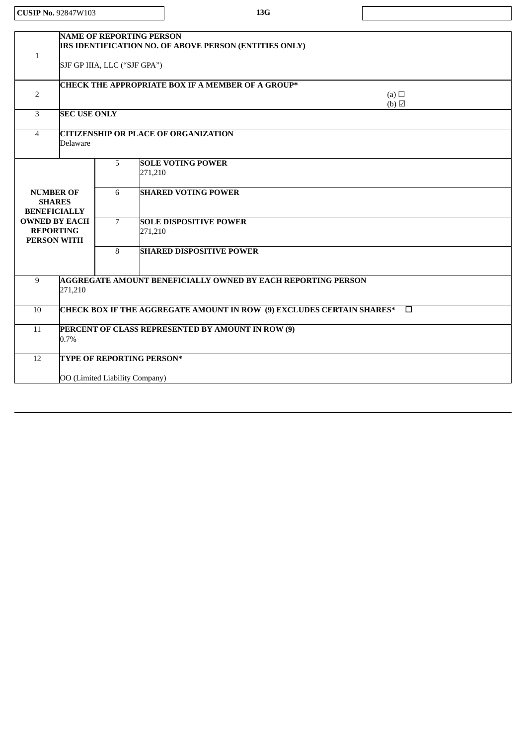**CUSIP No.** 92847W103 | **13G**

| | | | |
|---|---|---|---|
| 1 | **NAME OF REPORTING PERSON**<br>**IRS IDENTIFICATION NO. OF ABOVE PERSON (ENTITIES ONLY)**<br><br>SJF GP IIIA, LLC (“SJF GPA”) | | |
| 2 | **CHECK THE APPROPRIATE BOX IF A MEMBER OF A GROUP***<br>(a) ☐<br>(b) ☑ | | |
| 3 | **SEC USE ONLY** | | |
| 4 | **CITIZENSHIP OR PLACE OF ORGANIZATION**<br>Delaware | | |
| **NUMBER OF SHARES BENEFICIALLY OWNED BY EACH REPORTING PERSON WITH** | 5 | **SOLE VOTING POWER**<br>271,210 | |
| | 6 | **SHARED VOTING POWER** | |
| | 7 | **SOLE DISPOSITIVE POWER**<br>271,210 | |
| | 8 | **SHARED DISPOSITIVE POWER** | |
| 9 | **AGGREGATE AMOUNT BENEFICIALLY OWNED BY EACH REPORTING PERSON**<br>271,210 | | |
| 10 | **CHECK BOX IF THE AGGREGATE AMOUNT IN ROW (9) EXCLUDES CERTAIN SHARES*** ☐ | | |
| 11 | **PERCENT OF CLASS REPRESENTED BY AMOUNT IN ROW (9)**<br>0.7% | | |
| 12 | **TYPE OF REPORTING PERSON***<br><br>OO (Limited Liability Company) | | |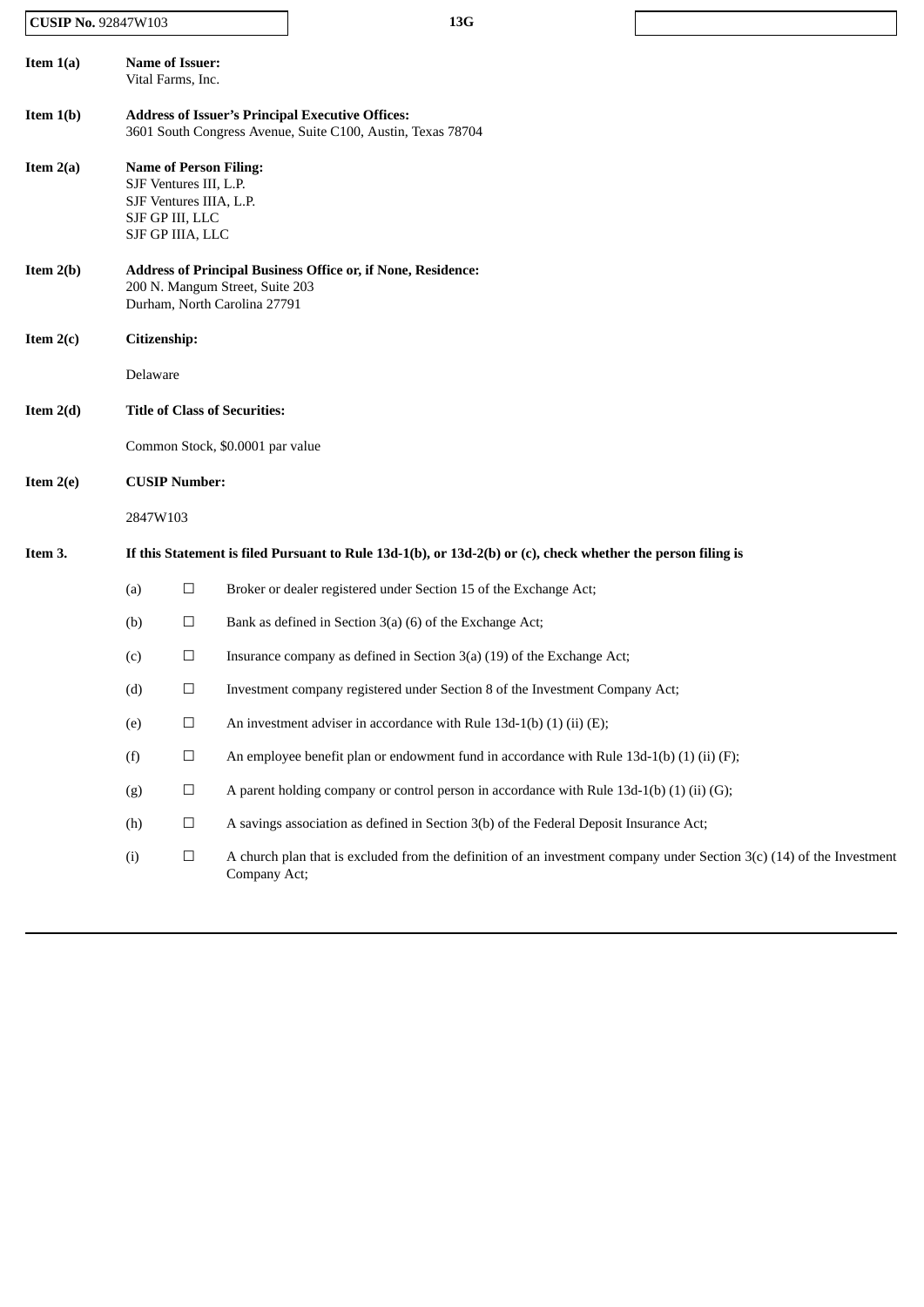**CUSIP No.** 92847W103 **13G**

**Item 1(a)** **Name of Issuer:**
Vital Farms, Inc.

**Item 1(b)** **Address of Issuer's Principal Executive Offices:**
3601 South Congress Avenue, Suite C100, Austin, Texas 78704

**Item 2(a)** **Name of Person Filing:**
SJF Ventures III, L.P.
SJF Ventures IIIA, L.P.
SJF GP III, LLC
SJF GP IIIA, LLC

**Item 2(b)** **Address of Principal Business Office or, if None, Residence:**
200 N. Mangum Street, Suite 203
Durham, North Carolina 27791

**Item 2(c)** **Citizenship:**

Delaware

**Item 2(d)** **Title of Class of Securities:**

Common Stock, $0.0001 par value

**Item 2(e)** **CUSIP Number:**

2847W103

**Item 3.** **If this Statement is filed Pursuant to Rule 13d-1(b), or 13d-2(b) or (c), check whether the person filing is**

(a) ☐ Broker or dealer registered under Section 15 of the Exchange Act;

(b) ☐ Bank as defined in Section 3(a) (6) of the Exchange Act;

(c) ☐ Insurance company as defined in Section 3(a) (19) of the Exchange Act;

(d) ☐ Investment company registered under Section 8 of the Investment Company Act;

(e) ☐ An investment adviser in accordance with Rule 13d-1(b) (1) (ii) (E);

(f) ☐ An employee benefit plan or endowment fund in accordance with Rule 13d-1(b) (1) (ii) (F);

(g) ☐ A parent holding company or control person in accordance with Rule 13d-1(b) (1) (ii) (G);

(h) ☐ A savings association as defined in Section 3(b) of the Federal Deposit Insurance Act;

(i) ☐ A church plan that is excluded from the definition of an investment company under Section 3(c) (14) of the Investment Company Act;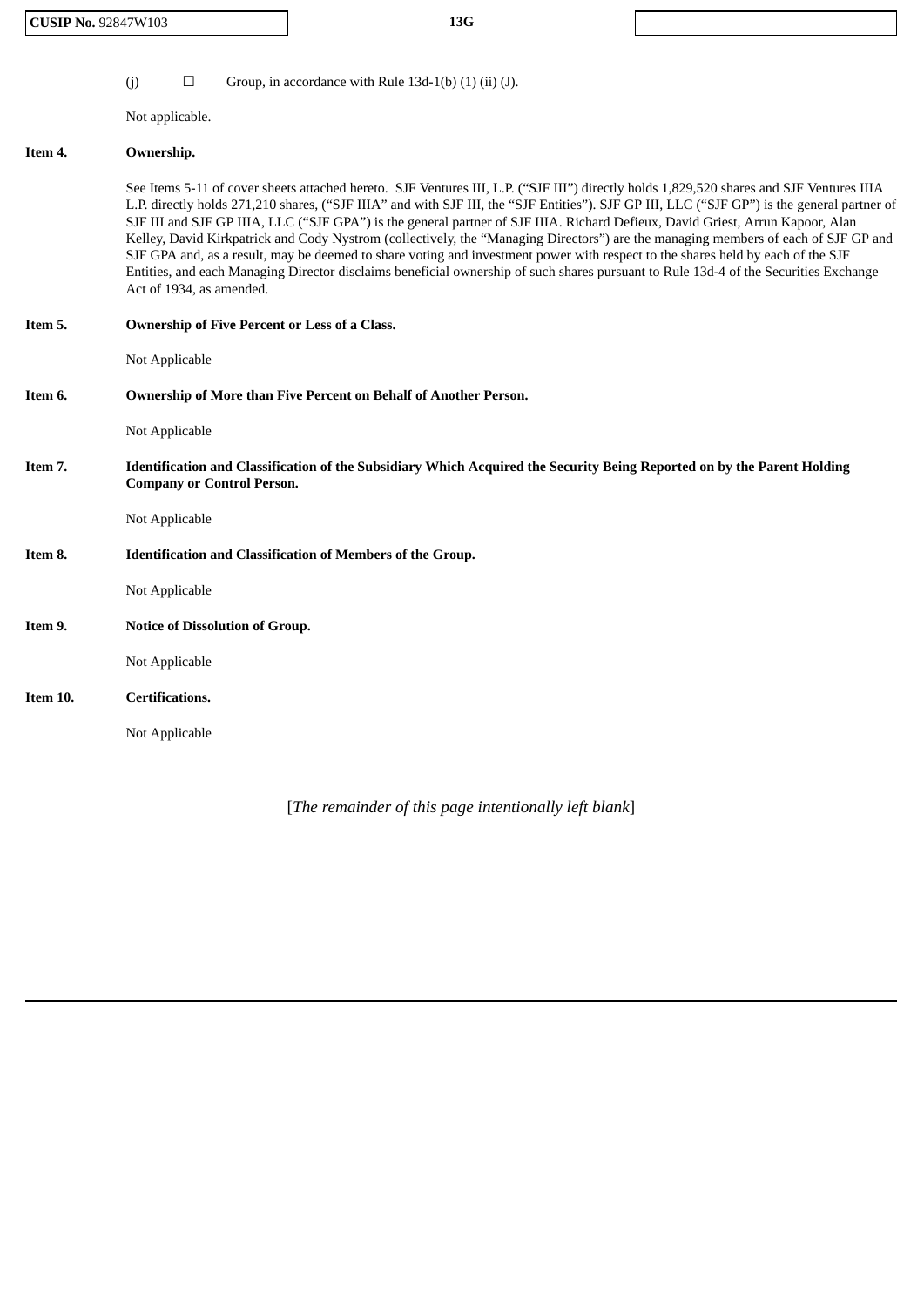(j) ☐ Group, in accordance with Rule 13d-1(b) (1) (ii) (J).

Not applicable.

**Item 4. Ownership.**

See Items 5-11 of cover sheets attached hereto. SJF Ventures III, L.P. ("SJF III") directly holds 1,829,520 shares and SJF Ventures IIIA L.P. directly holds 271,210 shares, ("SJF IIIA" and with SJF III, the "SJF Entities"). SJF GP III, LLC ("SJF GP") is the general partner of SJF III and SJF GP IIIA, LLC ("SJF GPA") is the general partner of SJF IIIA. Richard Defieux, David Griest, Arrun Kapoor, Alan Kelley, David Kirkpatrick and Cody Nystrom (collectively, the "Managing Directors") are the managing members of each of SJF GP and SJF GPA and, as a result, may be deemed to share voting and investment power with respect to the shares held by each of the SJF Entities, and each Managing Director disclaims beneficial ownership of such shares pursuant to Rule 13d-4 of the Securities Exchange Act of 1934, as amended.

**Item 5. Ownership of Five Percent or Less of a Class.**

Not Applicable

**Item 6. Ownership of More than Five Percent on Behalf of Another Person.**

Not Applicable

**Item 7. Identification and Classification of the Subsidiary Which Acquired the Security Being Reported on by the Parent Holding Company or Control Person.**

Not Applicable

**Item 8. Identification and Classification of Members of the Group.**

Not Applicable

**Item 9. Notice of Dissolution of Group.**

Not Applicable

**Item 10. Certifications.**

Not Applicable

[*The remainder of this page intentionally left blank*]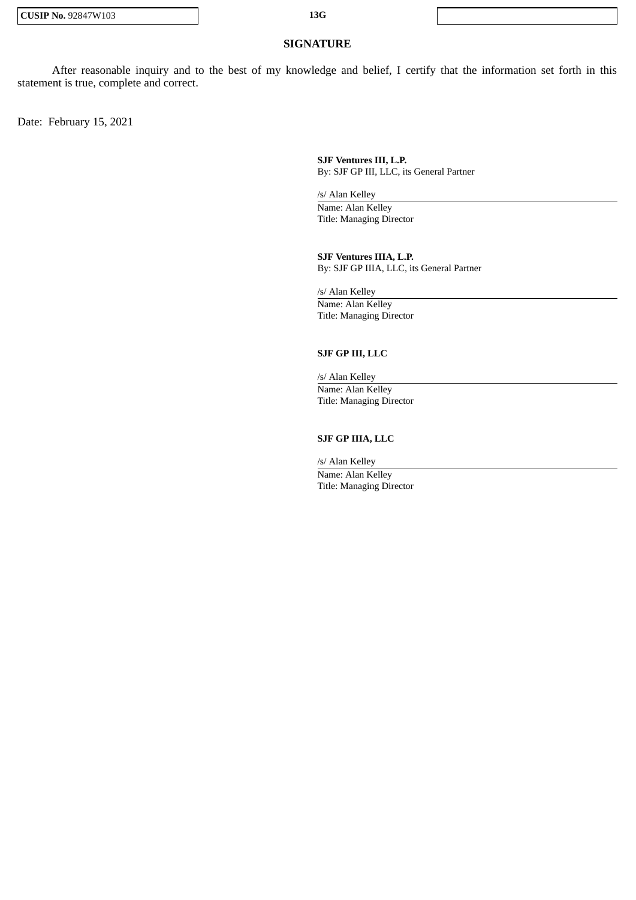## SIGNATURE

After reasonable inquiry and to the best of my knowledge and belief, I certify that the information set forth in this statement is true, complete and correct.

Date: February 15, 2021

**SJF Ventures III, L.P.**
By: SJF GP III, LLC, its General Partner

/s/ Alan Kelley
Name: Alan Kelley
Title: Managing Director

**SJF Ventures IIIA, L.P.**
By: SJF GP IIIA, LLC, its General Partner

/s/ Alan Kelley
Name: Alan Kelley
Title: Managing Director

**SJF GP III, LLC**

/s/ Alan Kelley
Name: Alan Kelley
Title: Managing Director

**SJF GP IIIA, LLC**

/s/ Alan Kelley
Name: Alan Kelley
Title: Managing Director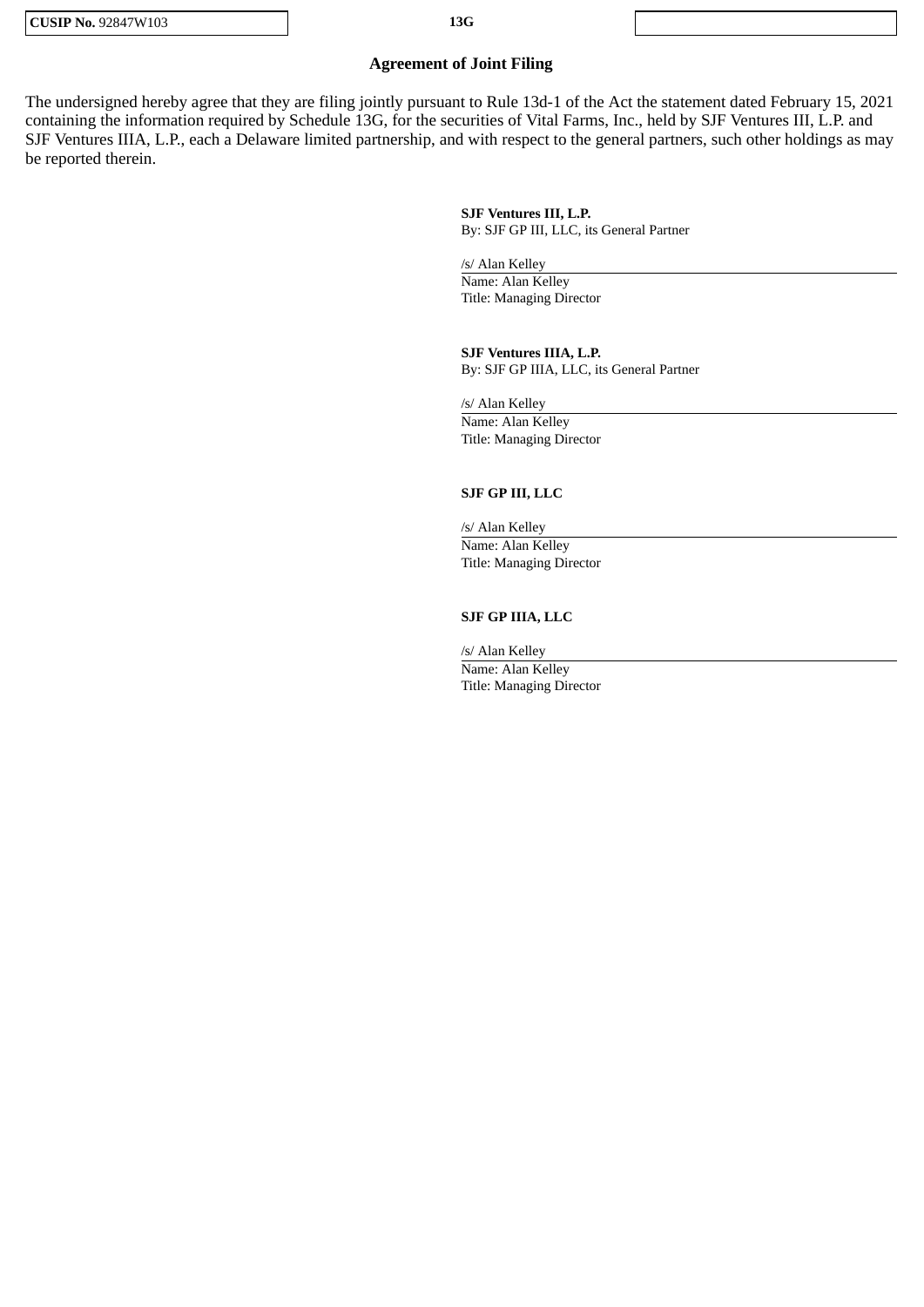## Agreement of Joint Filing

The undersigned hereby agree that they are filing jointly pursuant to Rule 13d-1 of the Act the statement dated February 15, 2021 containing the information required by Schedule 13G, for the securities of Vital Farms, Inc., held by SJF Ventures III, L.P. and SJF Ventures IIIA, L.P., each a Delaware limited partnership, and with respect to the general partners, such other holdings as may be reported therein.

**SJF Ventures III, L.P.**
By: SJF GP III, LLC, its General Partner

/s/ Alan Kelley
Name: Alan Kelley
Title: Managing Director

**SJF Ventures IIIA, L.P.**
By: SJF GP IIIA, LLC, its General Partner

/s/ Alan Kelley
Name: Alan Kelley
Title: Managing Director

**SJF GP III, LLC**

/s/ Alan Kelley
Name: Alan Kelley
Title: Managing Director

**SJF GP IIIA, LLC**

/s/ Alan Kelley
Name: Alan Kelley
Title: Managing Director